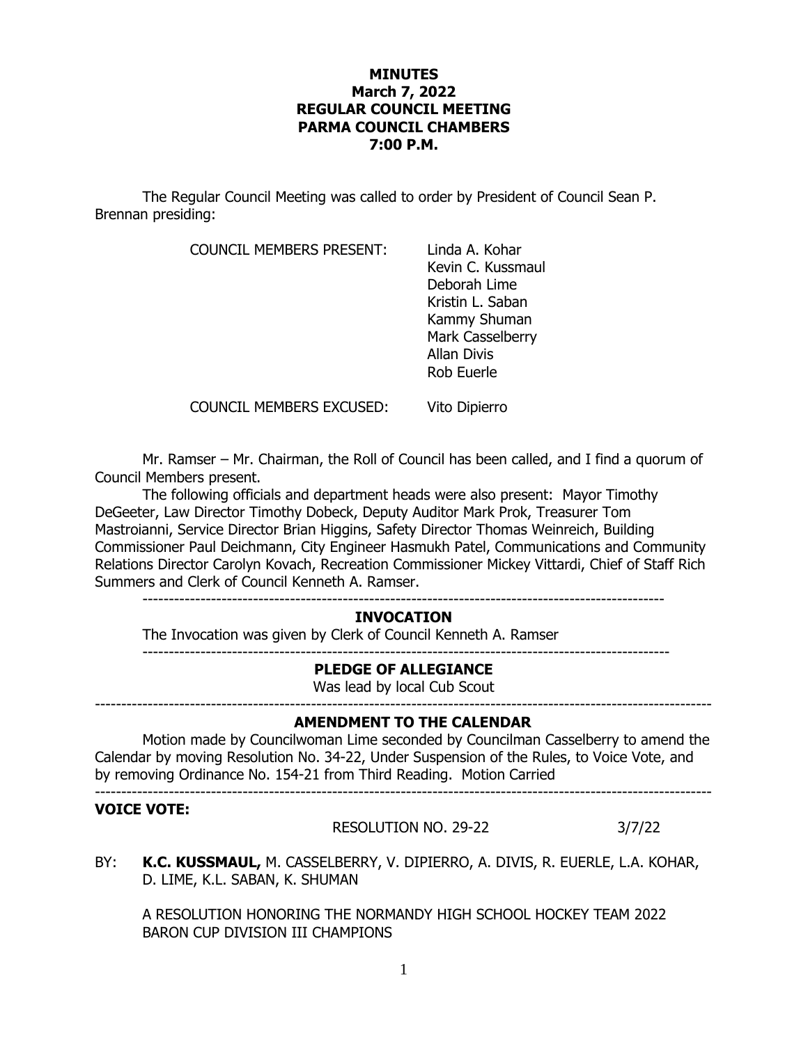**MINUTES**
**March 7, 2022**
**REGULAR COUNCIL MEETING**
**PARMA COUNCIL CHAMBERS**
**7:00 P.M.**

The Regular Council Meeting was called to order by President of Council Sean P. Brennan presiding:

COUNCIL MEMBERS PRESENT:
- Linda A. Kohar
- Kevin C. Kussmaul
- Deborah Lime
- Kristin L. Saban
- Kammy Shuman
- Mark Casselberry
- Allan Divis
- Rob Euerle

COUNCIL MEMBERS EXCUSED: Vito Dipierro

Mr. Ramser – Mr. Chairman, the Roll of Council has been called, and I find a quorum of Council Members present.

The following officials and department heads were also present: Mayor Timothy DeGeeter, Law Director Timothy Dobeck, Deputy Auditor Mark Prok, Treasurer Tom Mastroianni, Service Director Brian Higgins, Safety Director Thomas Weinreich, Building Commissioner Paul Deichmann, City Engineer Hasmukh Patel, Communications and Community Relations Director Carolyn Kovach, Recreation Commissioner Mickey Vittardi, Chief of Staff Rich Summers and Clerk of Council Kenneth A. Ramser.

---

**INVOCATION**

The Invocation was given by Clerk of Council Kenneth A. Ramser

---

**PLEDGE OF ALLEGIANCE**

Was lead by local Cub Scout

---

**AMENDMENT TO THE CALENDAR**

Motion made by Councilwoman Lime seconded by Councilman Casselberry to amend the Calendar by moving Resolution No. 34-22, Under Suspension of the Rules, to Voice Vote, and by removing Ordinance No. 154-21 from Third Reading. Motion Carried

---

**VOICE VOTE:**

RESOLUTION NO. 29-22 3/7/22

BY: **K.C. KUSSMAUL,** M. CASSELBERRY, V. DIPIERRO, A. DIVIS, R. EUERLE, L.A. KOHAR, D. LIME, K.L. SABAN, K. SHUMAN

A RESOLUTION HONORING THE NORMANDY HIGH SCHOOL HOCKEY TEAM 2022 BARON CUP DIVISION III CHAMPIONS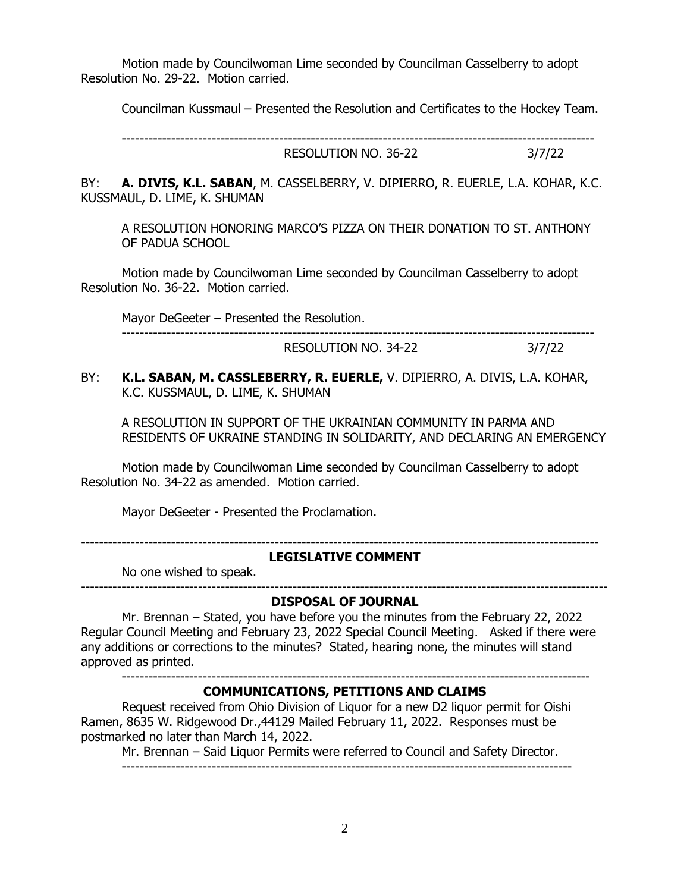Motion made by Councilwoman Lime seconded by Councilman Casselberry to adopt Resolution No. 29-22. Motion carried.

Councilman Kussmaul – Presented the Resolution and Certificates to the Hockey Team.

---

RESOLUTION NO. 36-22 3/7/22

BY: **A. DIVIS, K.L. SABAN**, M. CASSELBERRY, V. DIPIERRO, R. EUERLE, L.A. KOHAR, K.C. KUSSMAUL, D. LIME, K. SHUMAN

A RESOLUTION HONORING MARCO'S PIZZA ON THEIR DONATION TO ST. ANTHONY OF PADUA SCHOOL

Motion made by Councilwoman Lime seconded by Councilman Casselberry to adopt Resolution No. 36-22. Motion carried.

Mayor DeGeeter – Presented the Resolution.

---

RESOLUTION NO. 34-22 3/7/22

BY: **K.L. SABAN, M. CASSLEBERRY, R. EUERLE,** V. DIPIERRO, A. DIVIS, L.A. KOHAR, K.C. KUSSMAUL, D. LIME, K. SHUMAN

A RESOLUTION IN SUPPORT OF THE UKRAINIAN COMMUNITY IN PARMA AND RESIDENTS OF UKRAINE STANDING IN SOLIDARITY, AND DECLARING AN EMERGENCY

Motion made by Councilwoman Lime seconded by Councilman Casselberry to adopt Resolution No. 34-22 as amended. Motion carried.

Mayor DeGeeter - Presented the Proclamation.

---

## LEGISLATIVE COMMENT

No one wished to speak.

---

## DISPOSAL OF JOURNAL

Mr. Brennan – Stated, you have before you the minutes from the February 22, 2022 Regular Council Meeting and February 23, 2022 Special Council Meeting. Asked if there were any additions or corrections to the minutes? Stated, hearing none, the minutes will stand approved as printed.

---

## COMMUNICATIONS, PETITIONS AND CLAIMS

Request received from Ohio Division of Liquor for a new D2 liquor permit for Oishi Ramen, 8635 W. Ridgewood Dr.,44129 Mailed February 11, 2022. Responses must be postmarked no later than March 14, 2022.

Mr. Brennan – Said Liquor Permits were referred to Council and Safety Director.

---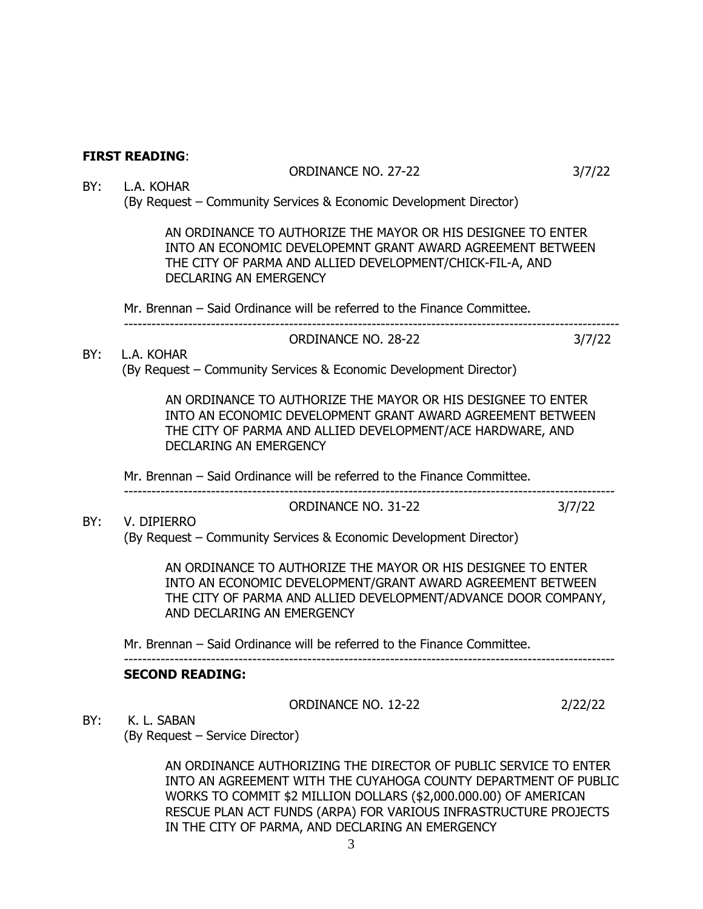**FIRST READING**:

ORDINANCE NO. 27-22 3/7/22

BY: L.A. KOHAR
(By Request – Community Services & Economic Development Director)

AN ORDINANCE TO AUTHORIZE THE MAYOR OR HIS DESIGNEE TO ENTER INTO AN ECONOMIC DEVELOPEMNT GRANT AWARD AGREEMENT BETWEEN THE CITY OF PARMA AND ALLIED DEVELOPMENT/CHICK-FIL-A, AND DECLARING AN EMERGENCY

Mr. Brennan – Said Ordinance will be referred to the Finance Committee.

---

ORDINANCE NO. 28-22 3/7/22

BY: L.A. KOHAR
(By Request – Community Services & Economic Development Director)

AN ORDINANCE TO AUTHORIZE THE MAYOR OR HIS DESIGNEE TO ENTER INTO AN ECONOMIC DEVELOPMENT GRANT AWARD AGREEMENT BETWEEN THE CITY OF PARMA AND ALLIED DEVELOPMENT/ACE HARDWARE, AND DECLARING AN EMERGENCY

Mr. Brennan – Said Ordinance will be referred to the Finance Committee.

---

ORDINANCE NO. 31-22 3/7/22

BY: V. DIPIERRO
(By Request – Community Services & Economic Development Director)

AN ORDINANCE TO AUTHORIZE THE MAYOR OR HIS DESIGNEE TO ENTER INTO AN ECONOMIC DEVELOPMENT/GRANT AWARD AGREEMENT BETWEEN THE CITY OF PARMA AND ALLIED DEVELOPMENT/ADVANCE DOOR COMPANY, AND DECLARING AN EMERGENCY

Mr. Brennan – Said Ordinance will be referred to the Finance Committee.

---

**SECOND READING:**

ORDINANCE NO. 12-22 2/22/22

BY: K. L. SABAN
(By Request – Service Director)

AN ORDINANCE AUTHORIZING THE DIRECTOR OF PUBLIC SERVICE TO ENTER INTO AN AGREEMENT WITH THE CUYAHOGA COUNTY DEPARTMENT OF PUBLIC WORKS TO COMMIT $2 MILLION DOLLARS ($2,000.000.00) OF AMERICAN RESCUE PLAN ACT FUNDS (ARPA) FOR VARIOUS INFRASTRUCTURE PROJECTS IN THE CITY OF PARMA, AND DECLARING AN EMERGENCY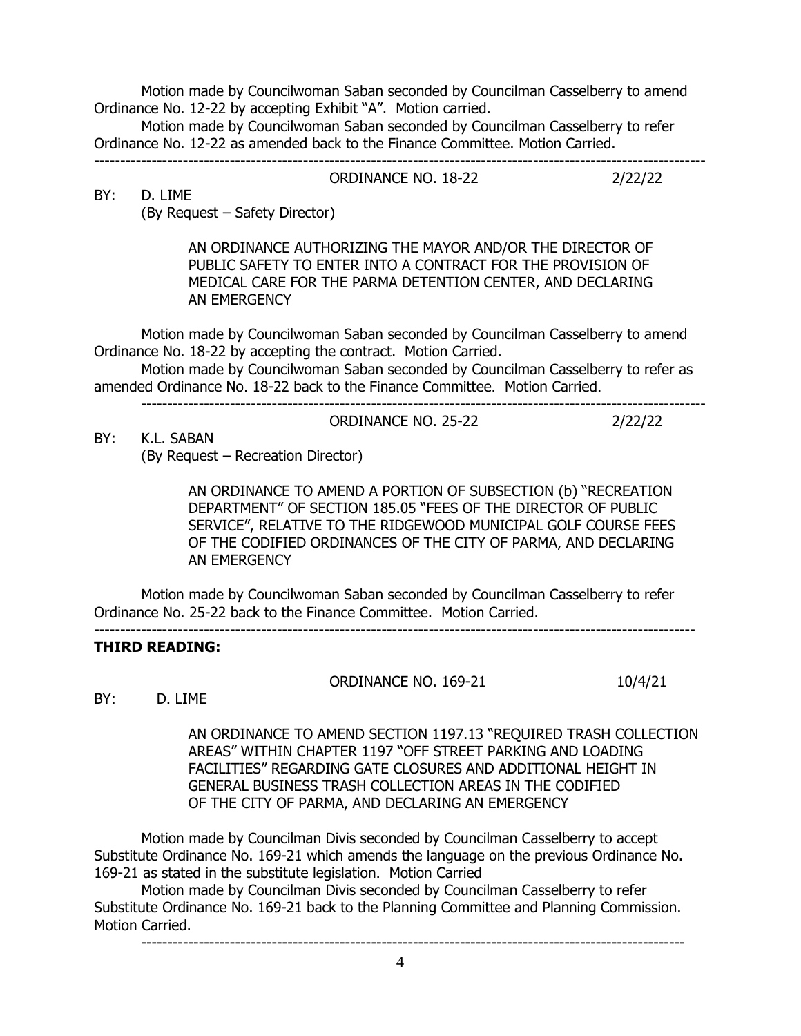Motion made by Councilwoman Saban seconded by Councilman Casselberry to amend Ordinance No. 12-22 by accepting Exhibit "A". Motion carried.

Motion made by Councilwoman Saban seconded by Councilman Casselberry to refer Ordinance No. 12-22 as amended back to the Finance Committee. Motion Carried.

---

ORDINANCE NO. 18-22 2/22/22

BY: D. LIME
(By Request – Safety Director)

AN ORDINANCE AUTHORIZING THE MAYOR AND/OR THE DIRECTOR OF PUBLIC SAFETY TO ENTER INTO A CONTRACT FOR THE PROVISION OF MEDICAL CARE FOR THE PARMA DETENTION CENTER, AND DECLARING AN EMERGENCY

Motion made by Councilwoman Saban seconded by Councilman Casselberry to amend Ordinance No. 18-22 by accepting the contract. Motion Carried.

Motion made by Councilwoman Saban seconded by Councilman Casselberry to refer as amended Ordinance No. 18-22 back to the Finance Committee. Motion Carried.

---

ORDINANCE NO. 25-22 2/22/22

BY: K.L. SABAN
(By Request – Recreation Director)

AN ORDINANCE TO AMEND A PORTION OF SUBSECTION (b) "RECREATION DEPARTMENT" OF SECTION 185.05 "FEES OF THE DIRECTOR OF PUBLIC SERVICE", RELATIVE TO THE RIDGEWOOD MUNICIPAL GOLF COURSE FEES OF THE CODIFIED ORDINANCES OF THE CITY OF PARMA, AND DECLARING AN EMERGENCY

Motion made by Councilwoman Saban seconded by Councilman Casselberry to refer Ordinance No. 25-22 back to the Finance Committee. Motion Carried.

---

**THIRD READING:**

ORDINANCE NO. 169-21 10/4/21

BY: D. LIME

AN ORDINANCE TO AMEND SECTION 1197.13 "REQUIRED TRASH COLLECTION AREAS" WITHIN CHAPTER 1197 "OFF STREET PARKING AND LOADING FACILITIES" REGARDING GATE CLOSURES AND ADDITIONAL HEIGHT IN GENERAL BUSINESS TRASH COLLECTION AREAS IN THE CODIFIED OF THE CITY OF PARMA, AND DECLARING AN EMERGENCY

Motion made by Councilman Divis seconded by Councilman Casselberry to accept Substitute Ordinance No. 169-21 which amends the language on the previous Ordinance No. 169-21 as stated in the substitute legislation. Motion Carried

Motion made by Councilman Divis seconded by Councilman Casselberry to refer Substitute Ordinance No. 169-21 back to the Planning Committee and Planning Commission. Motion Carried.

---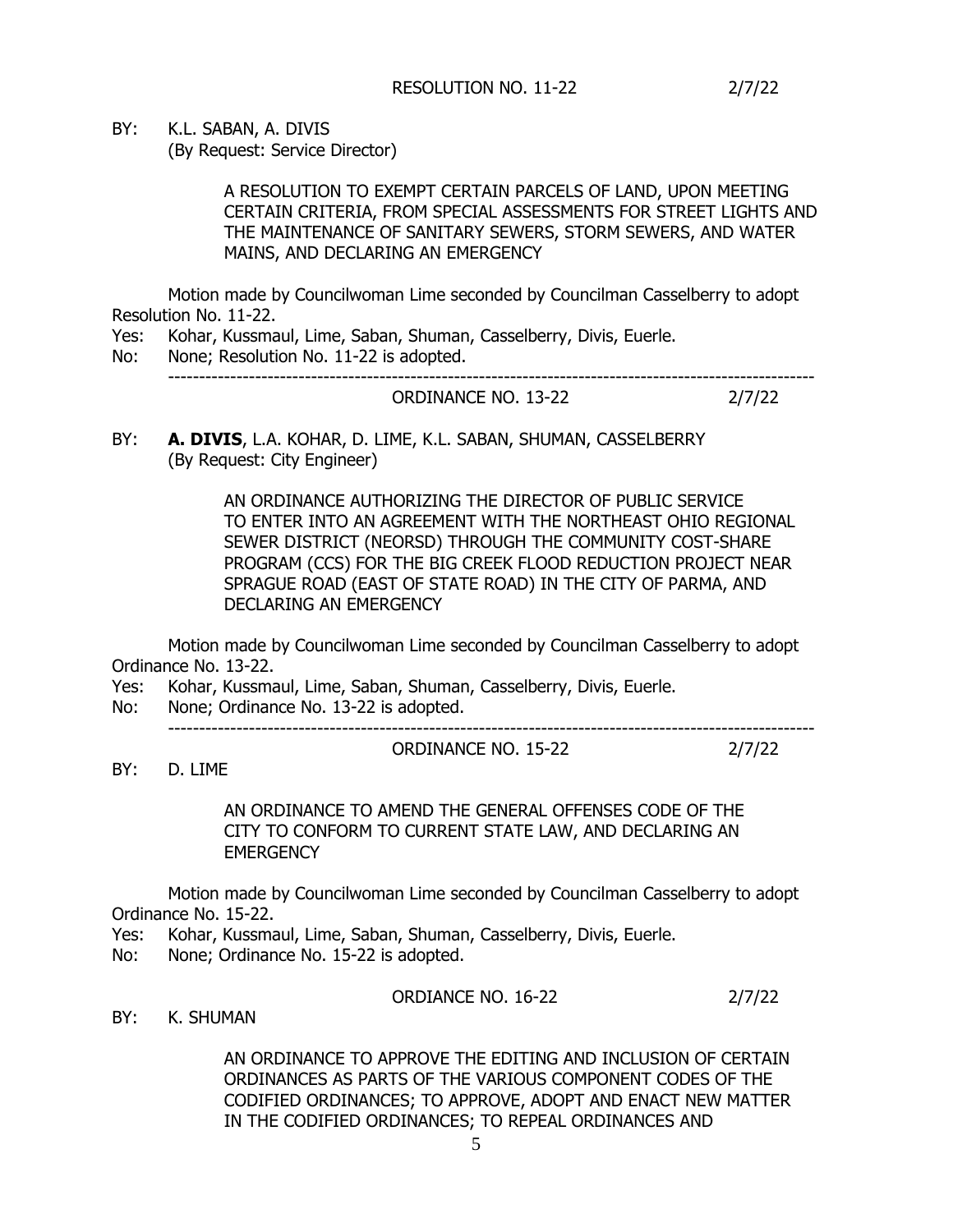RESOLUTION NO. 11-22 2/7/22

BY: K.L. SABAN, A. DIVIS
(By Request: Service Director)

A RESOLUTION TO EXEMPT CERTAIN PARCELS OF LAND, UPON MEETING CERTAIN CRITERIA, FROM SPECIAL ASSESSMENTS FOR STREET LIGHTS AND THE MAINTENANCE OF SANITARY SEWERS, STORM SEWERS, AND WATER MAINS, AND DECLARING AN EMERGENCY

Motion made by Councilwoman Lime seconded by Councilman Casselberry to adopt Resolution No. 11-22.

Yes: Kohar, Kussmaul, Lime, Saban, Shuman, Casselberry, Divis, Euerle.
No: None; Resolution No. 11-22 is adopted.

---

ORDINANCE NO. 13-22 2/7/22

BY: **A. DIVIS**, L.A. KOHAR, D. LIME, K.L. SABAN, SHUMAN, CASSELBERRY
(By Request: City Engineer)

AN ORDINANCE AUTHORIZING THE DIRECTOR OF PUBLIC SERVICE TO ENTER INTO AN AGREEMENT WITH THE NORTHEAST OHIO REGIONAL SEWER DISTRICT (NEORSD) THROUGH THE COMMUNITY COST-SHARE PROGRAM (CCS) FOR THE BIG CREEK FLOOD REDUCTION PROJECT NEAR SPRAGUE ROAD (EAST OF STATE ROAD) IN THE CITY OF PARMA, AND DECLARING AN EMERGENCY

Motion made by Councilwoman Lime seconded by Councilman Casselberry to adopt Ordinance No. 13-22.

Yes: Kohar, Kussmaul, Lime, Saban, Shuman, Casselberry, Divis, Euerle.
No: None; Ordinance No. 13-22 is adopted.

---

ORDINANCE NO. 15-22 2/7/22

BY: D. LIME

AN ORDINANCE TO AMEND THE GENERAL OFFENSES CODE OF THE CITY TO CONFORM TO CURRENT STATE LAW, AND DECLARING AN EMERGENCY

Motion made by Councilwoman Lime seconded by Councilman Casselberry to adopt Ordinance No. 15-22.

Yes: Kohar, Kussmaul, Lime, Saban, Shuman, Casselberry, Divis, Euerle.
No: None; Ordinance No. 15-22 is adopted.

ORDIANCE NO. 16-22 2/7/22

BY: K. SHUMAN

AN ORDINANCE TO APPROVE THE EDITING AND INCLUSION OF CERTAIN ORDINANCES AS PARTS OF THE VARIOUS COMPONENT CODES OF THE CODIFIED ORDINANCES; TO APPROVE, ADOPT AND ENACT NEW MATTER IN THE CODIFIED ORDINANCES; TO REPEAL ORDINANCES AND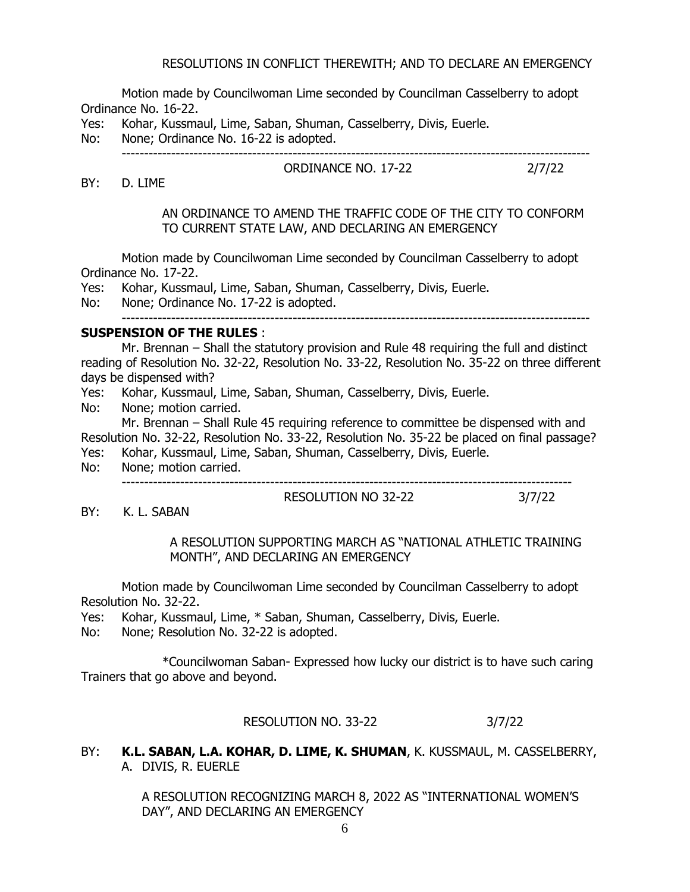RESOLUTIONS IN CONFLICT THEREWITH; AND TO DECLARE AN EMERGENCY

Motion made by Councilwoman Lime seconded by Councilman Casselberry to adopt Ordinance No. 16-22.

Yes: Kohar, Kussmaul, Lime, Saban, Shuman, Casselberry, Divis, Euerle.

No: None; Ordinance No. 16-22 is adopted.

---

ORDINANCE NO. 17-22 2/7/22

BY: D. LIME

AN ORDINANCE TO AMEND THE TRAFFIC CODE OF THE CITY TO CONFORM TO CURRENT STATE LAW, AND DECLARING AN EMERGENCY

Motion made by Councilwoman Lime seconded by Councilman Casselberry to adopt Ordinance No. 17-22.

Yes: Kohar, Kussmaul, Lime, Saban, Shuman, Casselberry, Divis, Euerle.

No: None; Ordinance No. 17-22 is adopted.

---

**SUSPENSION OF THE RULES** :

Mr. Brennan – Shall the statutory provision and Rule 48 requiring the full and distinct reading of Resolution No. 32-22, Resolution No. 33-22, Resolution No. 35-22 on three different days be dispensed with?

Yes: Kohar, Kussmaul, Lime, Saban, Shuman, Casselberry, Divis, Euerle.

No: None; motion carried.

Mr. Brennan – Shall Rule 45 requiring reference to committee be dispensed with and Resolution No. 32-22, Resolution No. 33-22, Resolution No. 35-22 be placed on final passage?

Yes: Kohar, Kussmaul, Lime, Saban, Shuman, Casselberry, Divis, Euerle.

No: None; motion carried.

---

RESOLUTION NO 32-22 3/7/22

BY: K. L. SABAN

A RESOLUTION SUPPORTING MARCH AS "NATIONAL ATHLETIC TRAINING MONTH", AND DECLARING AN EMERGENCY

Motion made by Councilwoman Lime seconded by Councilman Casselberry to adopt Resolution No. 32-22.

Yes: Kohar, Kussmaul, Lime, * Saban, Shuman, Casselberry, Divis, Euerle.

No: None; Resolution No. 32-22 is adopted.

*Councilwoman Saban- Expressed how lucky our district is to have such caring Trainers that go above and beyond.

RESOLUTION NO. 33-22 3/7/22

BY: **K.L. SABAN, L.A. KOHAR, D. LIME, K. SHUMAN**, K. KUSSMAUL, M. CASSELBERRY, A. DIVIS, R. EUERLE

A RESOLUTION RECOGNIZING MARCH 8, 2022 AS "INTERNATIONAL WOMEN'S DAY", AND DECLARING AN EMERGENCY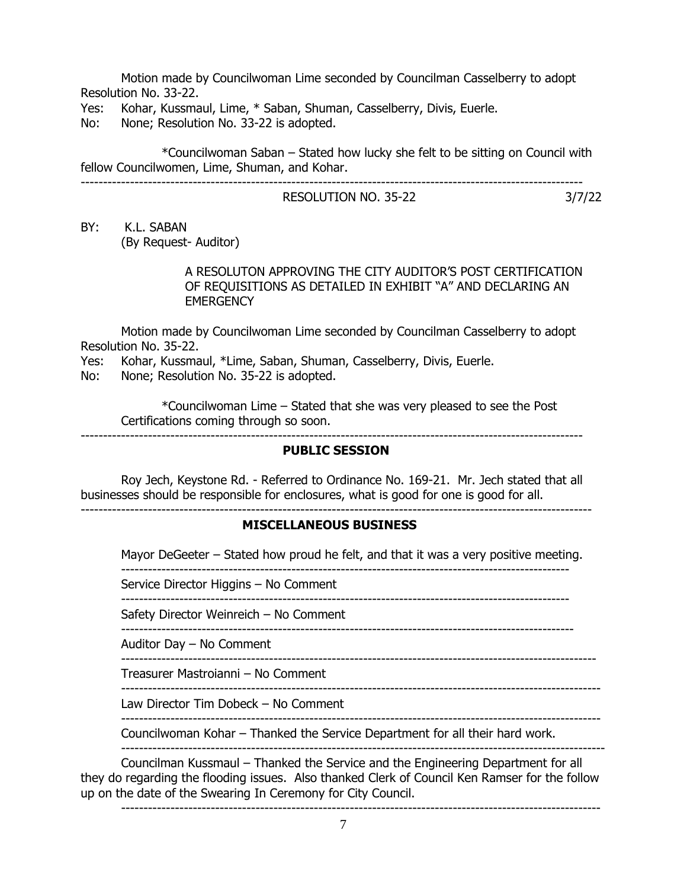Motion made by Councilwoman Lime seconded by Councilman Casselberry to adopt Resolution No. 33-22.

Yes: Kohar, Kussmaul, Lime, * Saban, Shuman, Casselberry, Divis, Euerle.

No: None; Resolution No. 33-22 is adopted.

*Councilwoman Saban – Stated how lucky she felt to be sitting on Council with fellow Councilwomen, Lime, Shuman, and Kohar.

---

RESOLUTION NO. 35-22 3/7/22

BY: K.L. SABAN
(By Request- Auditor)

A RESOLUTON APPROVING THE CITY AUDITOR'S POST CERTIFICATION OF REQUISITIONS AS DETAILED IN EXHIBIT "A" AND DECLARING AN EMERGENCY

Motion made by Councilwoman Lime seconded by Councilman Casselberry to adopt Resolution No. 35-22.

Yes: Kohar, Kussmaul, *Lime, Saban, Shuman, Casselberry, Divis, Euerle.

No: None; Resolution No. 35-22 is adopted.

*Councilwoman Lime – Stated that she was very pleased to see the Post Certifications coming through so soon.

---

## PUBLIC SESSION

Roy Jech, Keystone Rd. - Referred to Ordinance No. 169-21. Mr. Jech stated that all businesses should be responsible for enclosures, what is good for one is good for all.

---

## MISCELLANEOUS BUSINESS

Mayor DeGeeter – Stated how proud he felt, and that it was a very positive meeting.

---

Service Director Higgins – No Comment

---

Safety Director Weinreich – No Comment

---

Auditor Day – No Comment

---

Treasurer Mastroianni – No Comment

---

Law Director Tim Dobeck – No Comment

---

Councilwoman Kohar – Thanked the Service Department for all their hard work.

---

Councilman Kussmaul – Thanked the Service and the Engineering Department for all they do regarding the flooding issues. Also thanked Clerk of Council Ken Ramser for the follow up on the date of the Swearing In Ceremony for City Council.

---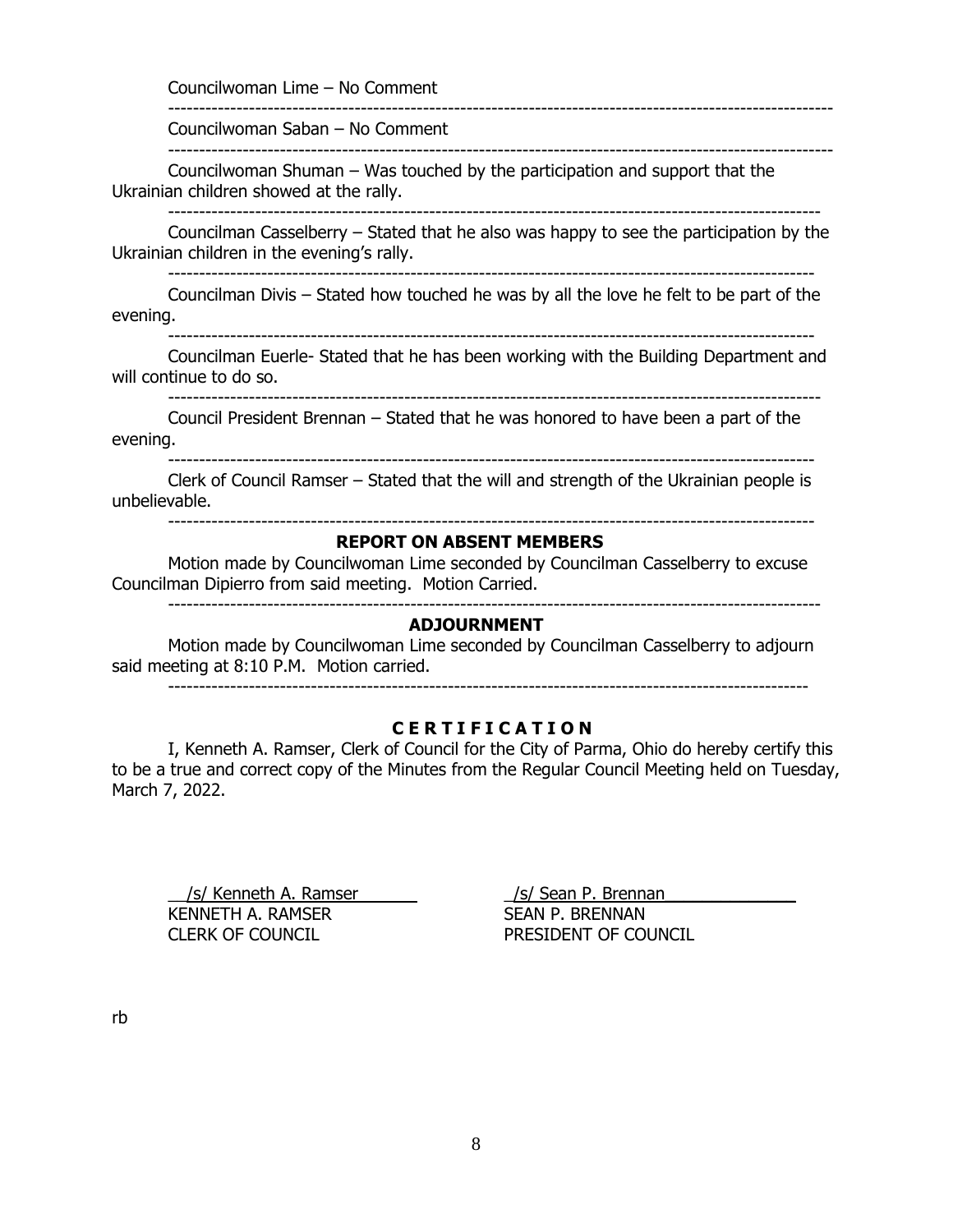Councilwoman Lime – No Comment

---

Councilwoman Saban – No Comment

---

Councilwoman Shuman – Was touched by the participation and support that the Ukrainian children showed at the rally.

---

Councilman Casselberry – Stated that he also was happy to see the participation by the Ukrainian children in the evening's rally.

---

Councilman Divis – Stated how touched he was by all the love he felt to be part of the evening.

---

Councilman Euerle- Stated that he has been working with the Building Department and will continue to do so.

---

Council President Brennan – Stated that he was honored to have been a part of the evening.

---

Clerk of Council Ramser – Stated that the will and strength of the Ukrainian people is unbelievable.

---

## REPORT ON ABSENT MEMBERS

Motion made by Councilwoman Lime seconded by Councilman Casselberry to excuse Councilman Dipierro from said meeting. Motion Carried.

---

## ADJOURNMENT

Motion made by Councilwoman Lime seconded by Councilman Casselberry to adjourn said meeting at 8:10 P.M. Motion carried.

---

## C E R T I F I C A T I O N

I, Kenneth A. Ramser, Clerk of Council for the City of Parma, Ohio do hereby certify this to be a true and correct copy of the Minutes from the Regular Council Meeting held on Tuesday, March 7, 2022.

/s/ Kenneth A. Ramser
KENNETH A. RAMSER
CLERK OF COUNCIL

/s/ Sean P. Brennan
SEAN P. BRENNAN
PRESIDENT OF COUNCIL

rb